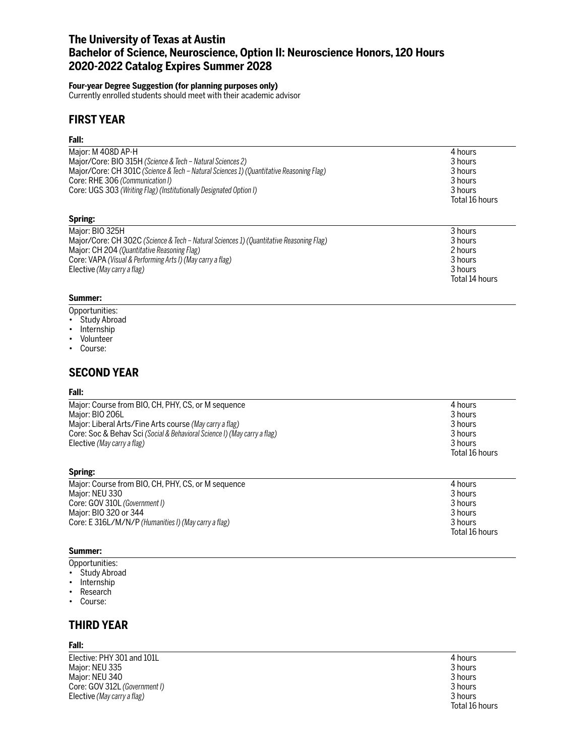# The University of Texas at Austin
# Bachelor of Science, Neuroscience, Option II: Neuroscience Honors, 120 Hours
# 2020-2022 Catalog Expires Summer 2028

**Four-year Degree Suggestion (for planning purposes only)**
Currently enrolled students should meet with their academic advisor

## FIRST YEAR

### Fall:

| | |
|---|---|
| Major: M 408D AP-H | 4 hours |
| Major/Core: BIO 315H *(Science & Tech – Natural Sciences 2)* | 3 hours |
| Major/Core: CH 301C *(Science & Tech – Natural Sciences 1) (Quantitative Reasoning Flag)* | 3 hours |
| Core: RHE 306 *(Communication I)* | 3 hours |
| Core: UGS 303 *(Writing Flag) (Institutionally Designated Option I)* | 3 hours |
| | Total 16 hours |

### Spring:

| | |
|---|---|
| Major: BIO 325H | 3 hours |
| Major/Core: CH 302C *(Science & Tech – Natural Sciences 1) (Quantitative Reasoning Flag)* | 3 hours |
| Major: CH 204 *(Quantitative Reasoning Flag)* | 2 hours |
| Core: VAPA *(Visual & Performing Arts I) (May carry a flag)* | 3 hours |
| Elective *(May carry a flag)* | 3 hours |
| | Total 14 hours |

### Summer:

Opportunities:

- Study Abroad
- Internship
- Volunteer
- Course:

## SECOND YEAR

### Fall:

| | |
|---|---|
| Major: Course from BIO, CH, PHY, CS, or M sequence | 4 hours |
| Major: BIO 206L | 3 hours |
| Major: Liberal Arts/Fine Arts course *(May carry a flag)* | 3 hours |
| Core: Soc & Behav Sci *(Social & Behavioral Science I) (May carry a flag)* | 3 hours |
| Elective *(May carry a flag)* | 3 hours |
| | Total 16 hours |

### Spring:

| | |
|---|---|
| Major: Course from BIO, CH, PHY, CS, or M sequence | 4 hours |
| Major: NEU 330 | 3 hours |
| Core: GOV 310L *(Government I)* | 3 hours |
| Major: BIO 320 or 344 | 3 hours |
| Core: E 316L/M/N/P *(Humanities I) (May carry a flag)* | 3 hours |
| | Total 16 hours |

### Summer:

Opportunities:

- Study Abroad
- Internship
- Research
- Course:

## THIRD YEAR

### Fall:

| | |
|---|---|
| Elective: PHY 301 and 101L | 4 hours |
| Major: NEU 335 | 3 hours |
| Major: NEU 340 | 3 hours |
| Core: GOV 312L *(Government I)* | 3 hours |
| Elective *(May carry a flag)* | 3 hours |
| | Total 16 hours |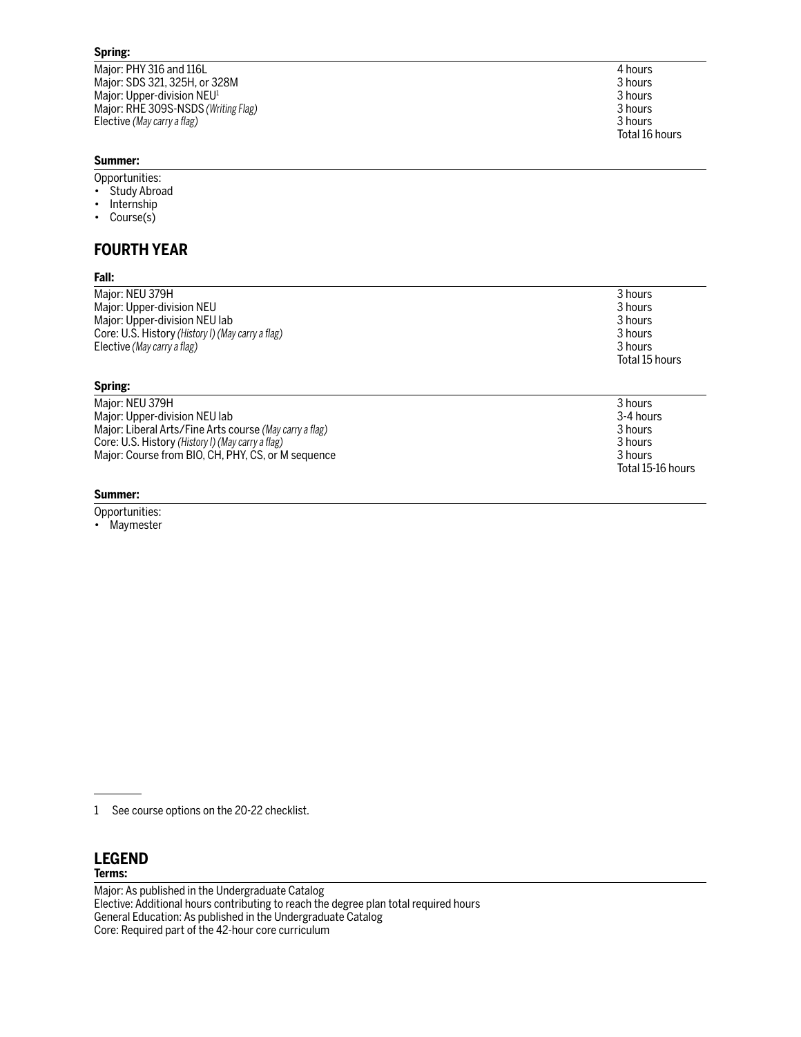**Spring:**

| | |
|---|---|
| Major: PHY 316 and 116L | 4 hours |
| Major: SDS 321, 325H, or 328M | 3 hours |
| Major: Upper-division NEU[1] | 3 hours |
| Major: RHE 309S-NSDS *(Writing Flag)* | 3 hours |
| Elective *(May carry a flag)* | 3 hours |
| | Total 16 hours |

**Summer:**

Opportunities:

- Study Abroad
- Internship
- Course(s)

## FOURTH YEAR

**Fall:**

| | |
|---|---|
| Major: NEU 379H | 3 hours |
| Major: Upper-division NEU | 3 hours |
| Major: Upper-division NEU lab | 3 hours |
| Core: U.S. History *(History I) (May carry a flag)* | 3 hours |
| Elective *(May carry a flag)* | 3 hours |
| | Total 15 hours |

**Spring:**

| | |
|---|---|
| Major: NEU 379H | 3 hours |
| Major: Upper-division NEU lab | 3-4 hours |
| Major: Liberal Arts/Fine Arts course *(May carry a flag)* | 3 hours |
| Core: U.S. History *(History I) (May carry a flag)* | 3 hours |
| Major: Course from BIO, CH, PHY, CS, or M sequence | 3 hours |
| | Total 15-16 hours |

**Summer:**

Opportunities:

- Maymester

1 See course options on the 20-22 checklist.

## LEGEND

**Terms:**

Major: As published in the Undergraduate Catalog
Elective: Additional hours contributing to reach the degree plan total required hours
General Education: As published in the Undergraduate Catalog
Core: Required part of the 42-hour core curriculum